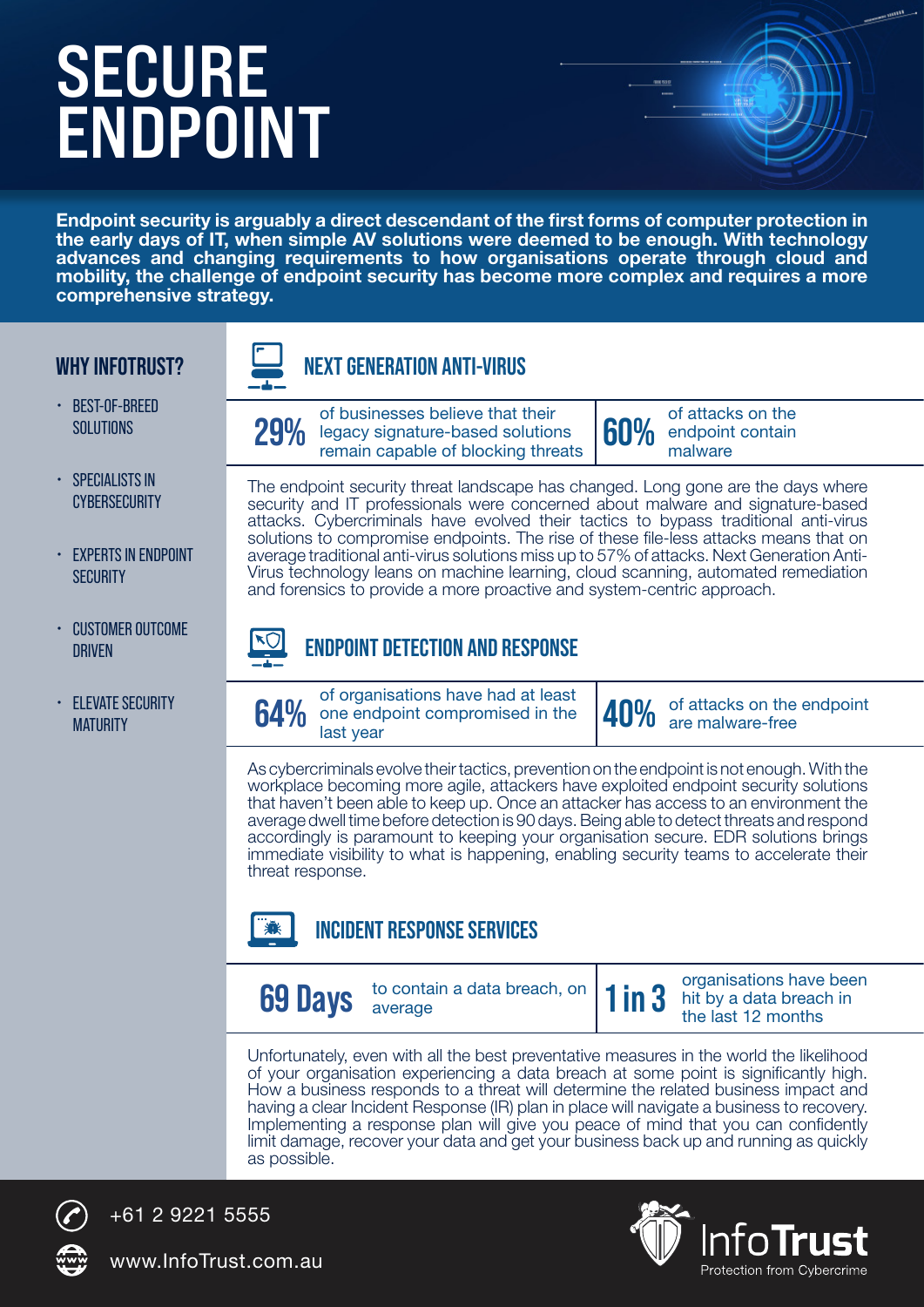# SECURE ENDPOINT

**Endpoint security is arguably a direct descendant of the first forms of computer protection in the early days of IT, when simple AV solutions were deemed to be enough. With technology advances and changing requirements to how organisations operate through cloud and mobility, the challenge of endpoint security has become more complex and requires a more comprehensive strategy.**

## WHY INFOTRUST?

- BEST-OF-BREED SOLUTIONS
- SPECIALISTS IN CYBERSECURITY
- EXPERTS IN ENDPOINT SECURITY
- CUSTOMER OUTCOME DRIVEN
- ELEVATE SECURITY MATURITY

## NEXT GENERATION ANTI-VIRUS

**29%** of businesses believe that their legacy signature-based solutions remain capable of blocking threats

**60%** of attacks on the endpoint contain malware

The endpoint security threat landscape has changed. Long gone are the days where security and IT professionals were concerned about malware and signature-based attacks. Cybercriminals have evolved their tactics to bypass traditional anti-virus solutions to compromise endpoints. The rise of these file-less attacks means that on average traditional anti-virus solutions miss up to 57% of attacks. Next Generation Anti-Virus technology leans on machine learning, cloud scanning, automated remediation and forensics to provide a more proactive and system-centric approach.

## ENDPOINT DETECTION AND RESPONSE

**64%** of organisations have had at least one endpoint compromised in the last year

**40%** of attacks on the endpoint are malware-free

As cybercriminals evolve their tactics, prevention on the endpoint is not enough. With the workplace becoming more agile, attackers have exploited endpoint security solutions that haven't been able to keep up. Once an attacker has access to an environment the average dwell time before detection is 90 days. Being able to detect threats and respond accordingly is paramount to keeping your organisation secure. EDR solutions brings immediate visibility to what is happening, enabling security teams to accelerate their threat response.

## INCIDENT RESPONSE SERVICES

**69 Days** to contain a data breach, on average

**1 in 3** organisations have been hit by a data breach in the last 12 months

Unfortunately, even with all the best preventative measures in the world the likelihood of your organisation experiencing a data breach at some point is significantly high. How a business responds to a threat will determine the related business impact and having a clear Incident Response (IR) plan in place will navigate a business to recovery. Implementing a response plan will give you peace of mind that you can confidently limit damage, recover your data and get your business back up and running as quickly as possible.

+61 2 9221 5555

www.InfoTrust.com.au

InfoTrust
Protection from Cybercrime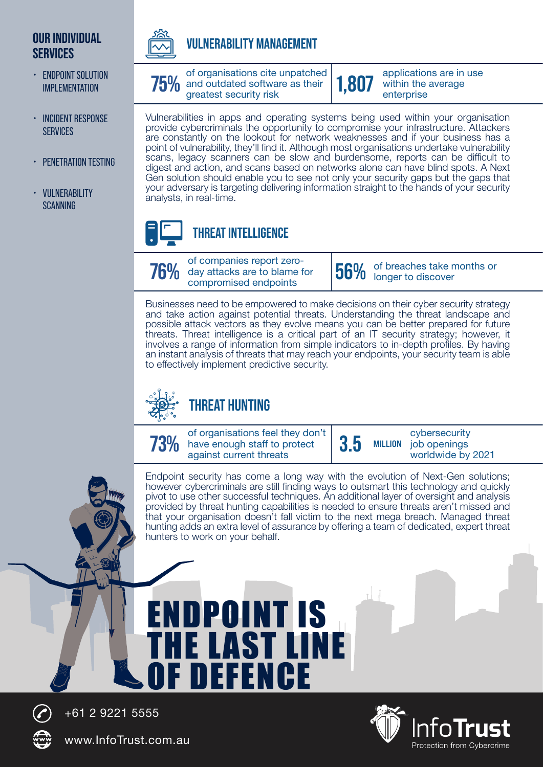## OUR INDIVIDUAL SERVICES

- ENDPOINT SOLUTION IMPLEMENTATION
- INCIDENT RESPONSE SERVICES
- PENETRATION TESTING
- VULNERABILITY SCANNING

## VULNERABILITY MANAGEMENT

**75%** of organisations cite unpatched and outdated software as their greatest security risk

**1,807** applications are in use within the average enterprise

Vulnerabilities in apps and operating systems being used within your organisation provide cybercriminals the opportunity to compromise your infrastructure. Attackers are constantly on the lookout for network weaknesses and if your business has a point of vulnerability, they'll find it. Although most organisations undertake vulnerability scans, legacy scanners can be slow and burdensome, reports can be difficult to digest and action, and scans based on networks alone can have blind spots. A Next Gen solution should enable you to see not only your security gaps but the gaps that your adversary is targeting delivering information straight to the hands of your security analysts, in real-time.

## THREAT INTELLIGENCE

**76%** of companies report zero-day attacks are to blame for compromised endpoints

**56%** of breaches take months or longer to discover

Businesses need to be empowered to make decisions on their cyber security strategy and take action against potential threats. Understanding the threat landscape and possible attack vectors as they evolve means you can be better prepared for future threats. Threat intelligence is a critical part of an IT security strategy; however, it involves a range of information from simple indicators to in-depth profiles. By having an instant analysis of threats that may reach your endpoints, your security team is able to effectively implement predictive security.

## THREAT HUNTING

**73%** of organisations feel they don't have enough staff to protect against current threats

**3.5 MILLION** cybersecurity job openings worldwide by 2021

Endpoint security has come a long way with the evolution of Next-Gen solutions; however cybercriminals are still finding ways to outsmart this technology and quickly pivot to use other successful techniques. An additional layer of oversight and analysis provided by threat hunting capabilities is needed to ensure threats aren't missed and that your organisation doesn't fall victim to the next mega breach. Managed threat hunting adds an extra level of assurance by offering a team of dedicated, expert threat hunters to work on your behalf.

# ENDPOINT IS THE LAST LINE OF DEFENCE

+61 2 9221 5555

www.InfoTrust.com.au

InfoTrust
Protection from Cybercrime